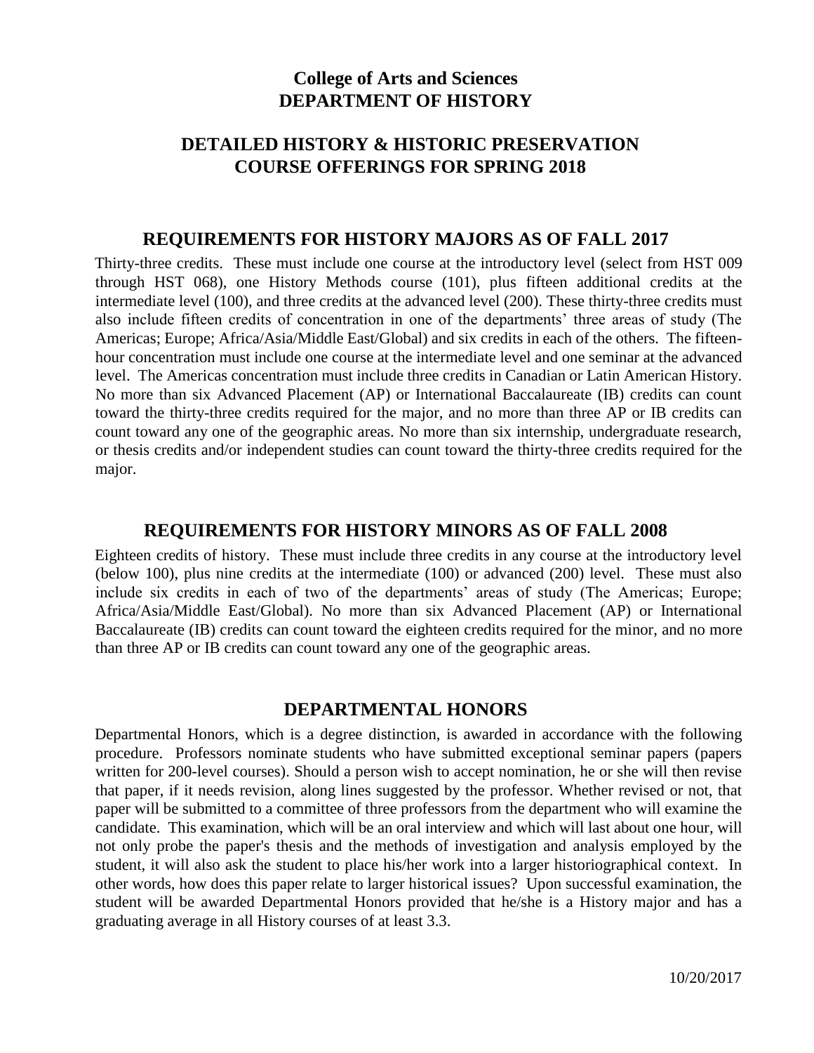# College of Arts and Sciences
# DEPARTMENT OF HISTORY

## DETAILED HISTORY & HISTORIC PRESERVATION COURSE OFFERINGS FOR SPRING 2018

## REQUIREMENTS FOR HISTORY MAJORS AS OF FALL 2017

Thirty-three credits. These must include one course at the introductory level (select from HST 009 through HST 068), one History Methods course (101), plus fifteen additional credits at the intermediate level (100), and three credits at the advanced level (200). These thirty-three credits must also include fifteen credits of concentration in one of the departments' three areas of study (The Americas; Europe; Africa/Asia/Middle East/Global) and six credits in each of the others. The fifteen-hour concentration must include one course at the intermediate level and one seminar at the advanced level. The Americas concentration must include three credits in Canadian or Latin American History. No more than six Advanced Placement (AP) or International Baccalaureate (IB) credits can count toward the thirty-three credits required for the major, and no more than three AP or IB credits can count toward any one of the geographic areas. No more than six internship, undergraduate research, or thesis credits and/or independent studies can count toward the thirty-three credits required for the major.

## REQUIREMENTS FOR HISTORY MINORS AS OF FALL 2008

Eighteen credits of history. These must include three credits in any course at the introductory level (below 100), plus nine credits at the intermediate (100) or advanced (200) level. These must also include six credits in each of two of the departments' areas of study (The Americas; Europe; Africa/Asia/Middle East/Global). No more than six Advanced Placement (AP) or International Baccalaureate (IB) credits can count toward the eighteen credits required for the minor, and no more than three AP or IB credits can count toward any one of the geographic areas.

## DEPARTMENTAL HONORS

Departmental Honors, which is a degree distinction, is awarded in accordance with the following procedure. Professors nominate students who have submitted exceptional seminar papers (papers written for 200-level courses). Should a person wish to accept nomination, he or she will then revise that paper, if it needs revision, along lines suggested by the professor. Whether revised or not, that paper will be submitted to a committee of three professors from the department who will examine the candidate. This examination, which will be an oral interview and which will last about one hour, will not only probe the paper's thesis and the methods of investigation and analysis employed by the student, it will also ask the student to place his/her work into a larger historiographical context. In other words, how does this paper relate to larger historical issues? Upon successful examination, the student will be awarded Departmental Honors provided that he/she is a History major and has a graduating average in all History courses of at least 3.3.

10/20/2017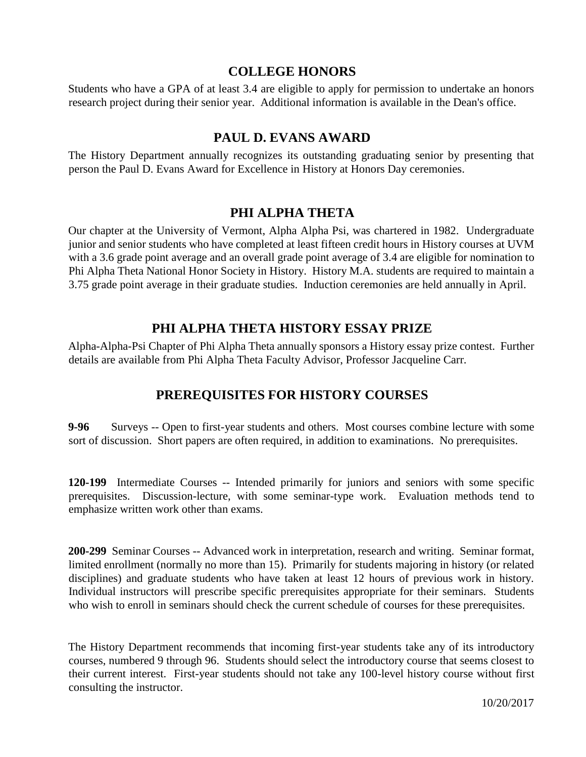## COLLEGE HONORS

Students who have a GPA of at least 3.4 are eligible to apply for permission to undertake an honors research project during their senior year. Additional information is available in the Dean's office.

## PAUL D. EVANS AWARD

The History Department annually recognizes its outstanding graduating senior by presenting that person the Paul D. Evans Award for Excellence in History at Honors Day ceremonies.

## PHI ALPHA THETA

Our chapter at the University of Vermont, Alpha Alpha Psi, was chartered in 1982. Undergraduate junior and senior students who have completed at least fifteen credit hours in History courses at UVM with a 3.6 grade point average and an overall grade point average of 3.4 are eligible for nomination to Phi Alpha Theta National Honor Society in History. History M.A. students are required to maintain a 3.75 grade point average in their graduate studies. Induction ceremonies are held annually in April.

## PHI ALPHA THETA HISTORY ESSAY PRIZE

Alpha-Alpha-Psi Chapter of Phi Alpha Theta annually sponsors a History essay prize contest. Further details are available from Phi Alpha Theta Faculty Advisor, Professor Jacqueline Carr.

## PREREQUISITES FOR HISTORY COURSES

**9-96** Surveys -- Open to first-year students and others. Most courses combine lecture with some sort of discussion. Short papers are often required, in addition to examinations. No prerequisites.

**120-199** Intermediate Courses -- Intended primarily for juniors and seniors with some specific prerequisites. Discussion-lecture, with some seminar-type work. Evaluation methods tend to emphasize written work other than exams.

**200-299** Seminar Courses -- Advanced work in interpretation, research and writing. Seminar format, limited enrollment (normally no more than 15). Primarily for students majoring in history (or related disciplines) and graduate students who have taken at least 12 hours of previous work in history. Individual instructors will prescribe specific prerequisites appropriate for their seminars. Students who wish to enroll in seminars should check the current schedule of courses for these prerequisites.

The History Department recommends that incoming first-year students take any of its introductory courses, numbered 9 through 96. Students should select the introductory course that seems closest to their current interest. First-year students should not take any 100-level history course without first consulting the instructor.

10/20/2017